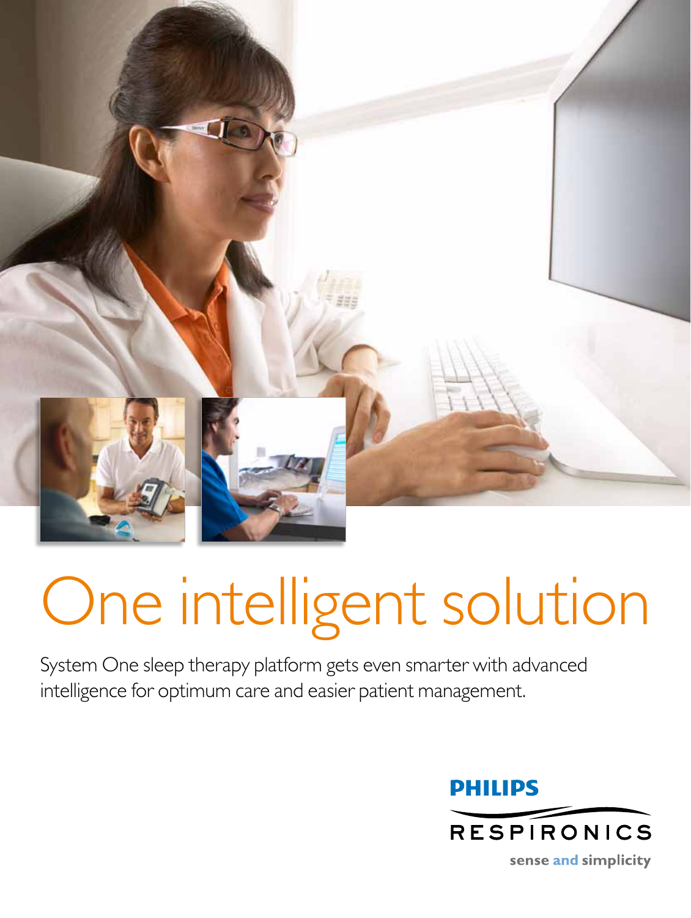# One intelligent solution

System One sleep therapy platform gets even smarter with advanced intelligence for optimum care and easier patient management.

PHILIPS

RESPIRONICS

sense and simplicity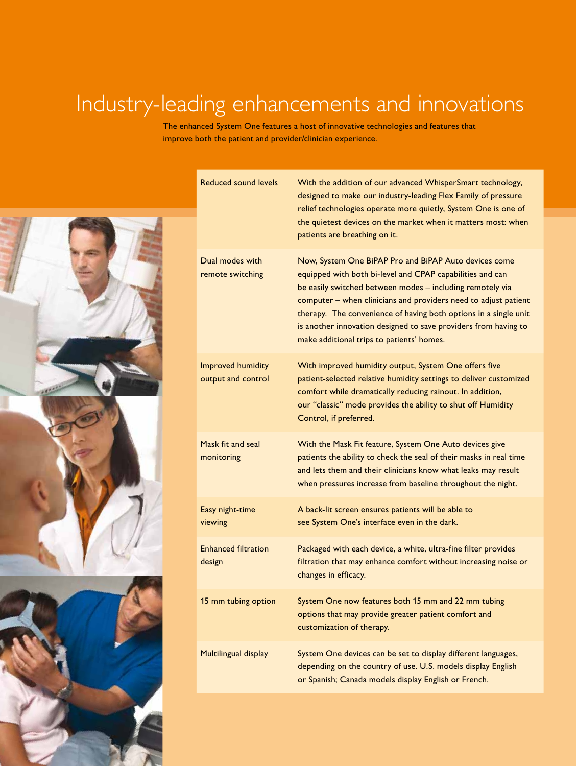# Industry-leading enhancements and innovations

The enhanced System One features a host of innovative technologies and features that improve both the patient and provider/clinician experience.

| Feature | Description |
| --- | --- |
| Reduced sound levels | With the addition of our advanced WhisperSmart technology, designed to make our industry-leading Flex Family of pressure relief technologies operate more quietly, System One is one of the quietest devices on the market when it matters most: when patients are breathing on it. |
| Dual modes with remote switching | Now, System One BiPAP Pro and BiPAP Auto devices come equipped with both bi-level and CPAP capabilities and can be easily switched between modes – including remotely via computer – when clinicians and providers need to adjust patient therapy. The convenience of having both options in a single unit is another innovation designed to save providers from having to make additional trips to patients' homes. |
| Improved humidity output and control | With improved humidity output, System One offers five patient-selected relative humidity settings to deliver customized comfort while dramatically reducing rainout. In addition, our "classic" mode provides the ability to shut off Humidity Control, if preferred. |
| Mask fit and seal monitoring | With the Mask Fit feature, System One Auto devices give patients the ability to check the seal of their masks in real time and lets them and their clinicians know what leaks may result when pressures increase from baseline throughout the night. |
| Easy night-time viewing | A back-lit screen ensures patients will be able to see System One's interface even in the dark. |
| Enhanced filtration design | Packaged with each device, a white, ultra-fine filter provides filtration that may enhance comfort without increasing noise or changes in efficacy. |
| 15 mm tubing option | System One now features both 15 mm and 22 mm tubing options that may provide greater patient comfort and customization of therapy. |
| Multilingual display | System One devices can be set to display different languages, depending on the country of use. U.S. models display English or Spanish; Canada models display English or French. |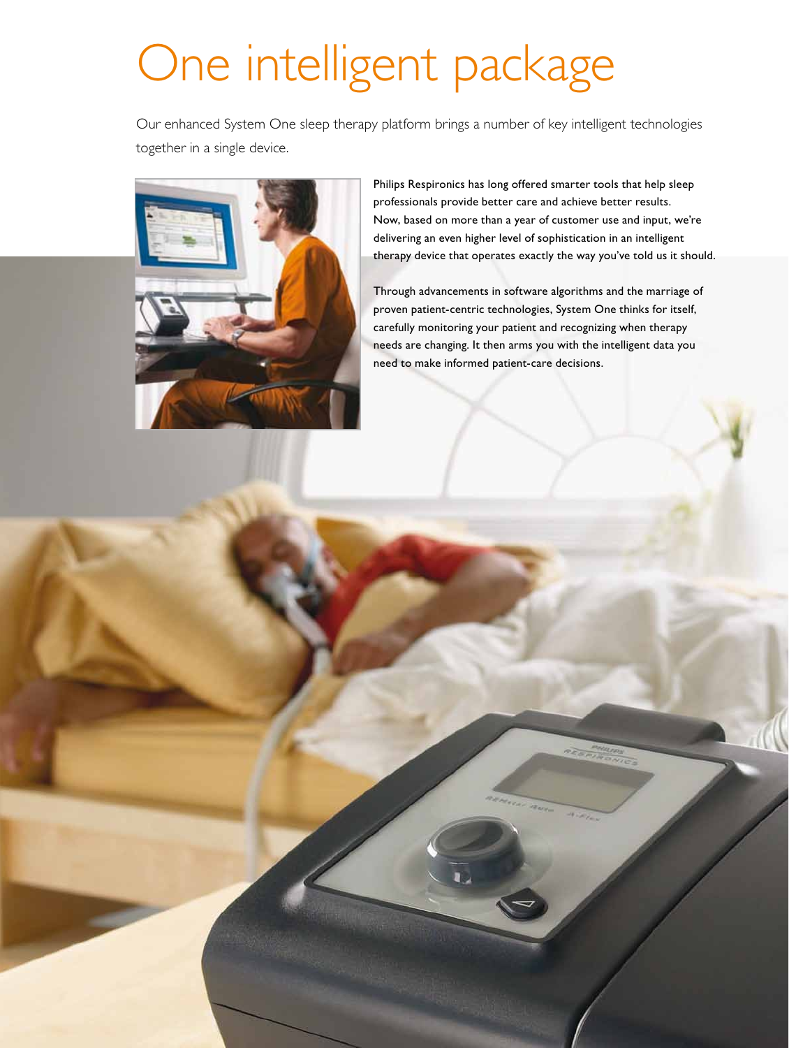# One intelligent package

Our enhanced System One sleep therapy platform brings a number of key intelligent technologies together in a single device.

Philips Respironics has long offered smarter tools that help sleep professionals provide better care and achieve better results. Now, based on more than a year of customer use and input, we're delivering an even higher level of sophistication in an intelligent therapy device that operates exactly the way you've told us it should.

Through advancements in software algorithms and the marriage of proven patient-centric technologies, System One thinks for itself, carefully monitoring your patient and recognizing when therapy needs are changing. It then arms you with the intelligent data you need to make informed patient-care decisions.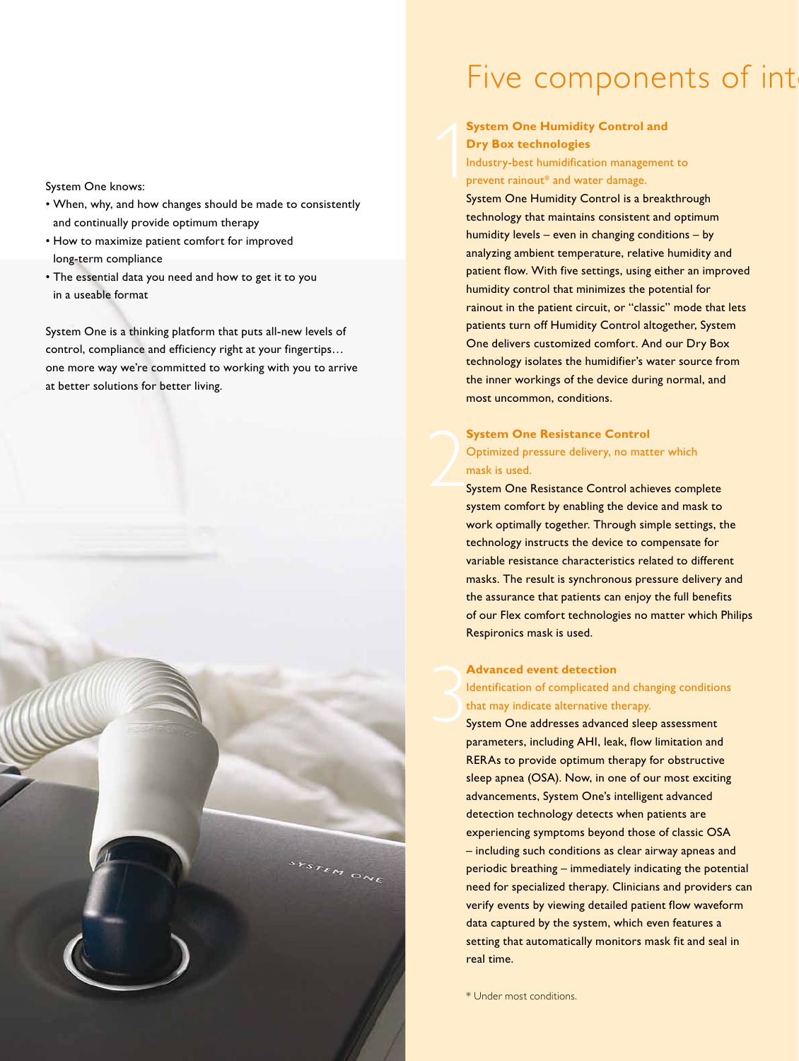System One knows:

- When, why, and how changes should be made to consistently and continually provide optimum therapy
- How to maximize patient comfort for improved long-term compliance
- The essential data you need and how to get it to you in a useable format

System One is a thinking platform that puts all-new levels of control, compliance and efficiency right at your fingertips… one more way we're committed to working with you to arrive at better solutions for better living.

# Five components of int

## 1 System One Humidity Control and Dry Box technologies

Industry-best humidification management to prevent rainout* and water damage.

System One Humidity Control is a breakthrough technology that maintains consistent and optimum humidity levels – even in changing conditions – by analyzing ambient temperature, relative humidity and patient flow. With five settings, using either an improved humidity control that minimizes the potential for rainout in the patient circuit, or "classic" mode that lets patients turn off Humidity Control altogether, System One delivers customized comfort. And our Dry Box technology isolates the humidifier's water source from the inner workings of the device during normal, and most uncommon, conditions.

## 2 System One Resistance Control

Optimized pressure delivery, no matter which mask is used.

System One Resistance Control achieves complete system comfort by enabling the device and mask to work optimally together. Through simple settings, the technology instructs the device to compensate for variable resistance characteristics related to different masks. The result is synchronous pressure delivery and the assurance that patients can enjoy the full benefits of our Flex comfort technologies no matter which Philips Respironics mask is used.

## 3 Advanced event detection

Identification of complicated and changing conditions that may indicate alternative therapy.

System One addresses advanced sleep assessment parameters, including AHI, leak, flow limitation and RERAs to provide optimum therapy for obstructive sleep apnea (OSA). Now, in one of our most exciting advancements, System One's intelligent advanced detection technology detects when patients are experiencing symptoms beyond those of classic OSA – including such conditions as clear airway apneas and periodic breathing – immediately indicating the potential need for specialized therapy. Clinicians and providers can verify events by viewing detailed patient flow waveform data captured by the system, which even features a setting that automatically monitors mask fit and seal in real time.

* Under most conditions.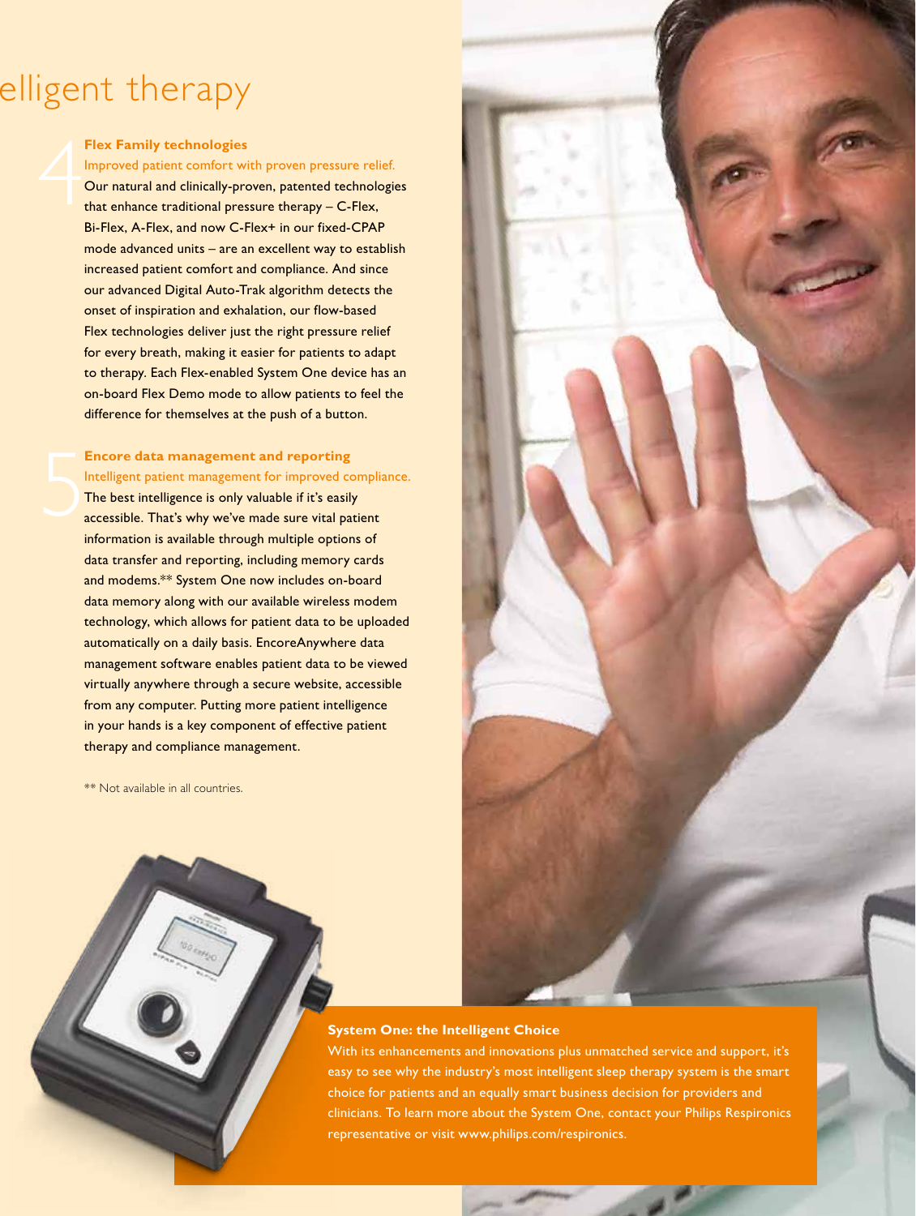# elligent therapy

### 4 Flex Family technologies

Improved patient comfort with proven pressure relief.

Our natural and clinically-proven, patented technologies that enhance traditional pressure therapy – C-Flex, Bi-Flex, A-Flex, and now C-Flex+ in our fixed-CPAP mode advanced units – are an excellent way to establish increased patient comfort and compliance. And since our advanced Digital Auto-Trak algorithm detects the onset of inspiration and exhalation, our flow-based Flex technologies deliver just the right pressure relief for every breath, making it easier for patients to adapt to therapy. Each Flex-enabled System One device has an on-board Flex Demo mode to allow patients to feel the difference for themselves at the push of a button.

### 5 Encore data management and reporting

Intelligent patient management for improved compliance.

The best intelligence is only valuable if it's easily accessible. That's why we've made sure vital patient information is available through multiple options of data transfer and reporting, including memory cards and modems.** System One now includes on-board data memory along with our available wireless modem technology, which allows for patient data to be uploaded automatically on a daily basis. EncoreAnywhere data management software enables patient data to be viewed virtually anywhere through a secure website, accessible from any computer. Putting more patient intelligence in your hands is a key component of effective patient therapy and compliance management.

** Not available in all countries.

### System One: the Intelligent Choice

With its enhancements and innovations plus unmatched service and support, it's easy to see why the industry's most intelligent sleep therapy system is the smart choice for patients and an equally smart business decision for providers and clinicians. To learn more about the System One, contact your Philips Respironics representative or visit www.philips.com/respironics.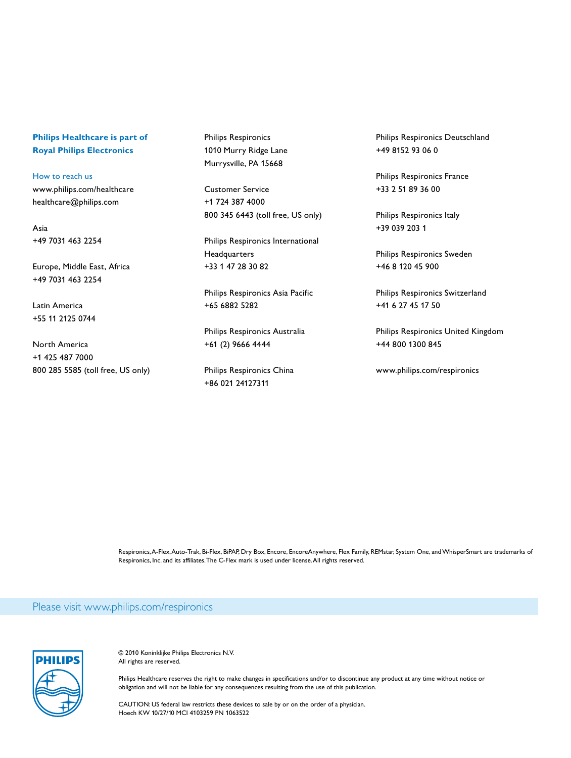**Philips Healthcare is part of Royal Philips Electronics**

How to reach us
www.philips.com/healthcare
healthcare@philips.com

Asia
+49 7031 463 2254

Europe, Middle East, Africa
+49 7031 463 2254

Latin America
+55 11 2125 0744

North America
+1 425 487 7000
800 285 5585 (toll free, US only)

Philips Respironics
1010 Murry Ridge Lane
Murrysville, PA 15668

Customer Service
+1 724 387 4000
800 345 6443 (toll free, US only)

Philips Respironics International Headquarters
+33 1 47 28 30 82

Philips Respironics Asia Pacific
+65 6882 5282

Philips Respironics Australia
+61 (2) 9666 4444

Philips Respironics China
+86 021 24127311

Philips Respironics Deutschland
+49 8152 93 06 0

Philips Respironics France
+33 2 51 89 36 00

Philips Respironics Italy
+39 039 203 1

Philips Respironics Sweden
+46 8 120 45 900

Philips Respironics Switzerland
+41 6 27 45 17 50

Philips Respironics United Kingdom
+44 800 1300 845

www.philips.com/respironics

Respironics, A-Flex, Auto-Trak, Bi-Flex, BiPAP, Dry Box, Encore, EncoreAnywhere, Flex Family, REMstar, System One, and WhisperSmart are trademarks of Respironics, Inc. and its affiliates. The C-Flex mark is used under license. All rights reserved.

Please visit www.philips.com/respironics

PHILIPS

© 2010 Koninklijke Philips Electronics N.V.
All rights are reserved.

Philips Healthcare reserves the right to make changes in specifications and/or to discontinue any product at any time without notice or obligation and will not be liable for any consequences resulting from the use of this publication.

CAUTION: US federal law restricts these devices to sale by or on the order of a physician.
Hoech KW 10/27/10 MCI 4103259 PN 1063522